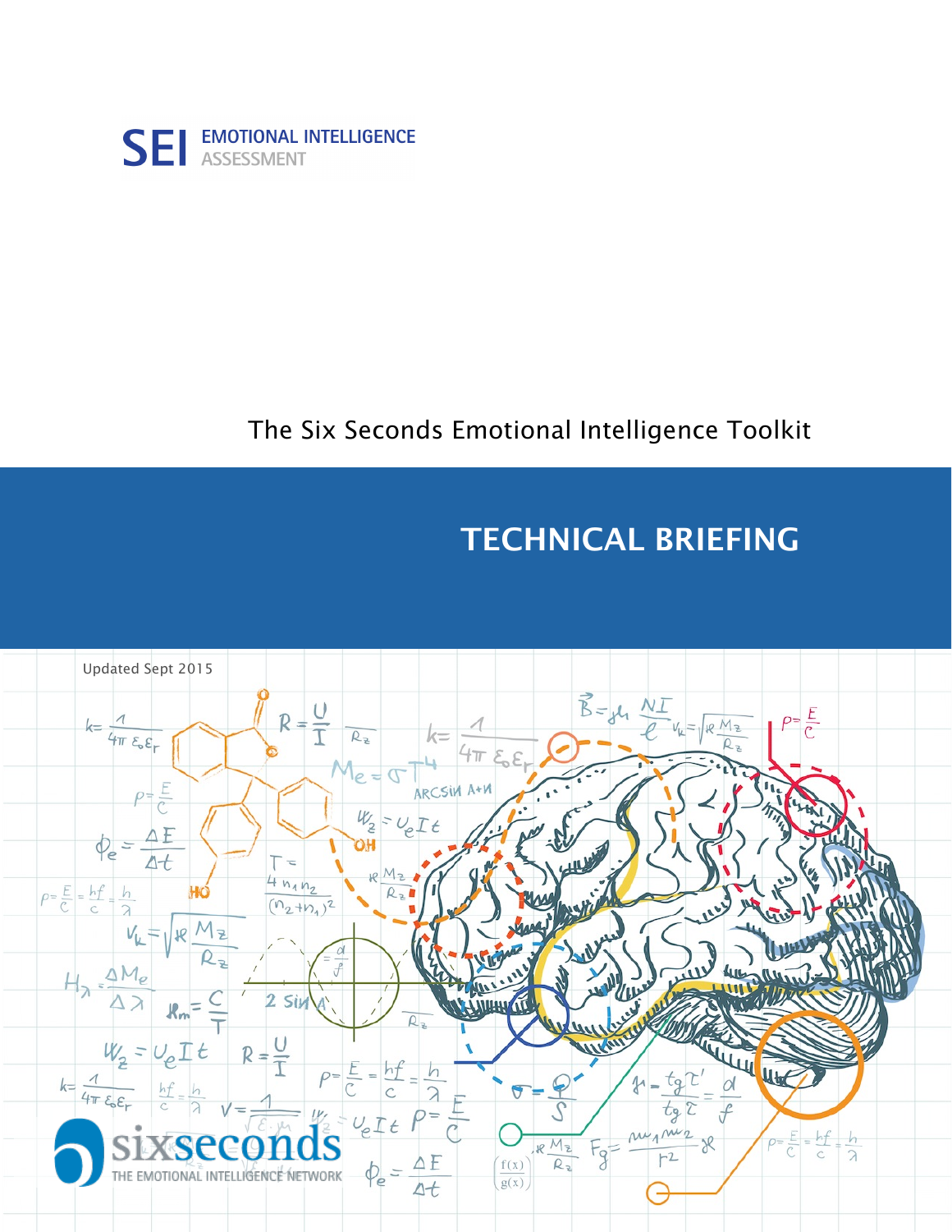SEI EMOTIONAL INTELLIGENCE ASSESSMENT

The Six Seconds Emotional Intelligence Toolkit

# TECHNICAL BRIEFING

Updated Sept 2015

sixseconds
THE EMOTIONAL INTELLIGENCE NETWORK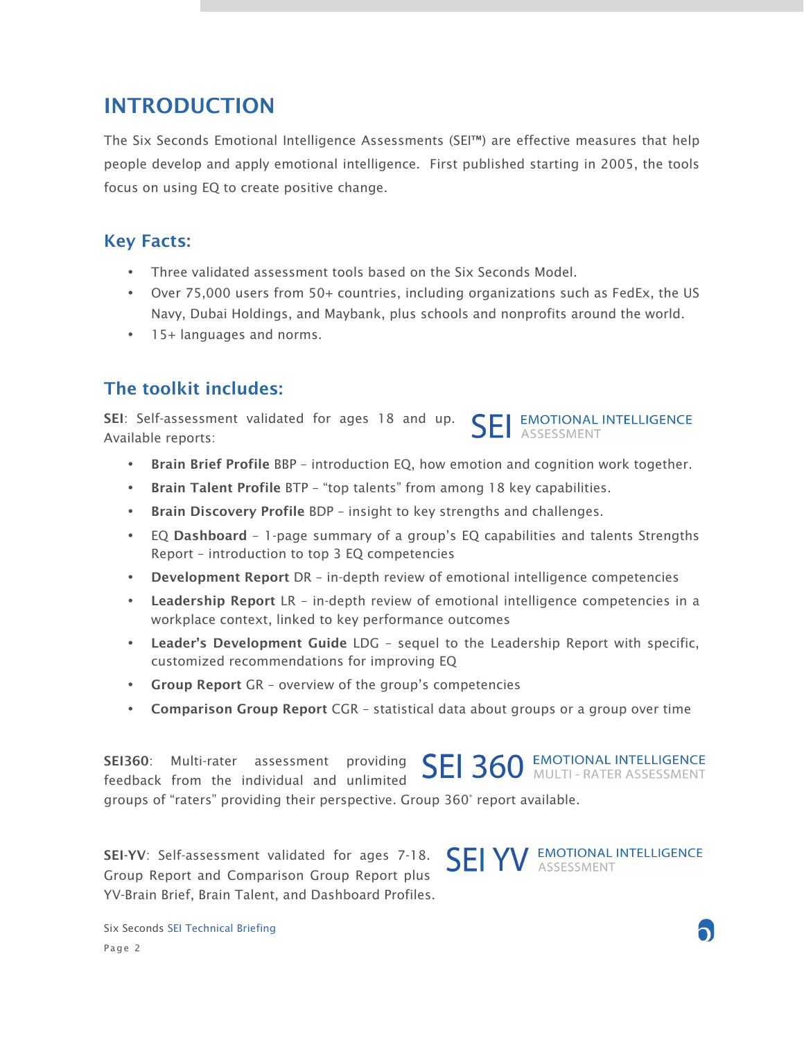# INTRODUCTION

The Six Seconds Emotional Intelligence Assessments (SEI™) are effective measures that help people develop and apply emotional intelligence. First published starting in 2005, the tools focus on using EQ to create positive change.

## Key Facts:

- Three validated assessment tools based on the Six Seconds Model.
- Over 75,000 users from 50+ countries, including organizations such as FedEx, the US Navy, Dubai Holdings, and Maybank, plus schools and nonprofits around the world.
- 15+ languages and norms.

## The toolkit includes:

**SEI**: Self-assessment validated for ages 18 and up. Available reports:

SEI EMOTIONAL INTELLIGENCE ASSESSMENT

- **Brain Brief Profile** BBP – introduction EQ, how emotion and cognition work together.
- **Brain Talent Profile** BTP – "top talents" from among 18 key capabilities.
- **Brain Discovery Profile** BDP – insight to key strengths and challenges.
- EQ **Dashboard** – 1-page summary of a group's EQ capabilities and talents Strengths Report – introduction to top 3 EQ competencies
- **Development Report** DR – in-depth review of emotional intelligence competencies
- **Leadership Report** LR – in-depth review of emotional intelligence competencies in a workplace context, linked to key performance outcomes
- **Leader's Development Guide** LDG – sequel to the Leadership Report with specific, customized recommendations for improving EQ
- **Group Report** GR – overview of the group's competencies
- **Comparison Group Report** CGR – statistical data about groups or a group over time

**SEI360**: Multi-rater assessment providing feedback from the individual and unlimited groups of "raters" providing their perspective. Group 360˚ report available.

SEI 360 EMOTIONAL INTELLIGENCE MULTI - RATER ASSESSMENT

**SEI-YV**: Self-assessment validated for ages 7-18. Group Report and Comparison Group Report plus YV-Brain Brief, Brain Talent, and Dashboard Profiles.

SEI YV EMOTIONAL INTELLIGENCE ASSESSMENT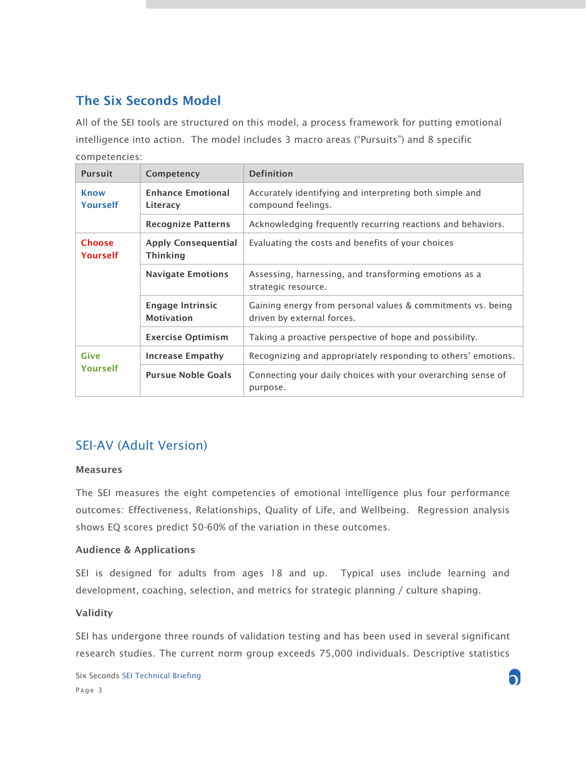## The Six Seconds Model

All of the SEI tools are structured on this model, a process framework for putting emotional intelligence into action. The model includes 3 macro areas ("Pursuits") and 8 specific competencies:

| Pursuit | Competency | Definition |
|---|---|---|
| Know Yourself | **Enhance Emotional Literacy** | Accurately identifying and interpreting both simple and compound feelings. |
| | **Recognize Patterns** | Acknowledging frequently recurring reactions and behaviors. |
| Choose Yourself | **Apply Consequential Thinking** | Evaluating the costs and benefits of your choices |
| | **Navigate Emotions** | Assessing, harnessing, and transforming emotions as a strategic resource. |
| | **Engage Intrinsic Motivation** | Gaining energy from personal values & commitments vs. being driven by external forces. |
| | **Exercise Optimism** | Taking a proactive perspective of hope and possibility. |
| Give Yourself | **Increase Empathy** | Recognizing and appropriately responding to others' emotions. |
| | **Pursue Noble Goals** | Connecting your daily choices with your overarching sense of purpose. |

## SEI-AV (Adult Version)

### Measures

The SEI measures the eight competencies of emotional intelligence plus four performance outcomes: Effectiveness, Relationships, Quality of Life, and Wellbeing. Regression analysis shows EQ scores predict 50-60% of the variation in these outcomes.

### Audience & Applications

SEI is designed for adults from ages 18 and up. Typical uses include learning and development, coaching, selection, and metrics for strategic planning / culture shaping.

### Validity

SEI has undergone three rounds of validation testing and has been used in several significant research studies. The current norm group exceeds 75,000 individuals. Descriptive statistics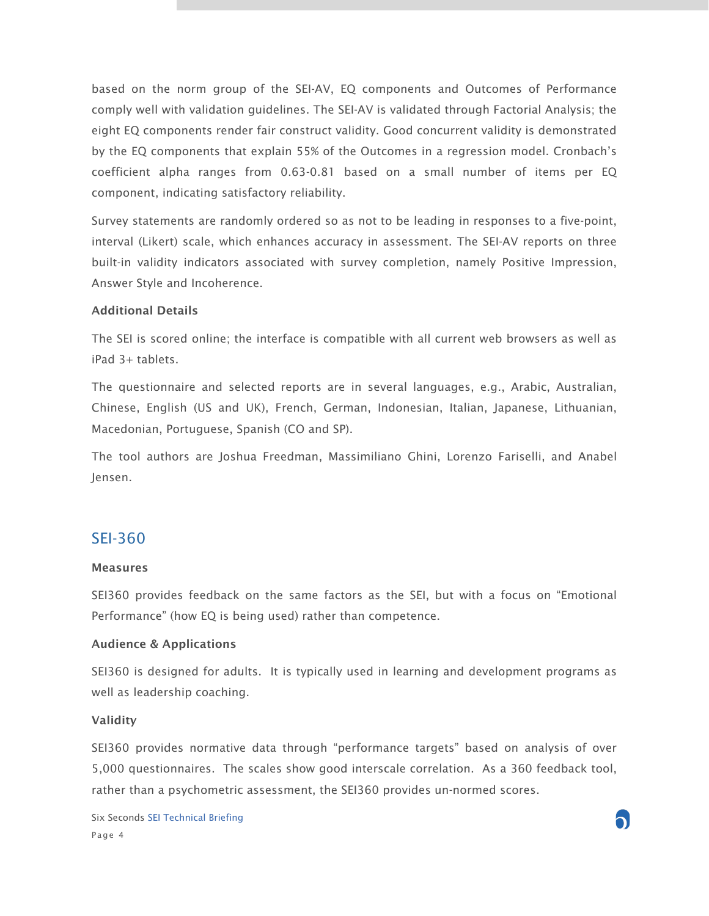based on the norm group of the SEI-AV, EQ components and Outcomes of Performance comply well with validation guidelines. The SEI-AV is validated through Factorial Analysis; the eight EQ components render fair construct validity. Good concurrent validity is demonstrated by the EQ components that explain 55% of the Outcomes in a regression model. Cronbach's coefficient alpha ranges from 0.63-0.81 based on a small number of items per EQ component, indicating satisfactory reliability.

Survey statements are randomly ordered so as not to be leading in responses to a five-point, interval (Likert) scale, which enhances accuracy in assessment. The SEI-AV reports on three built-in validity indicators associated with survey completion, namely Positive Impression, Answer Style and Incoherence.

**Additional Details**

The SEI is scored online; the interface is compatible with all current web browsers as well as iPad 3+ tablets.

The questionnaire and selected reports are in several languages, e.g., Arabic, Australian, Chinese, English (US and UK), French, German, Indonesian, Italian, Japanese, Lithuanian, Macedonian, Portuguese, Spanish (CO and SP).

The tool authors are Joshua Freedman, Massimiliano Ghini, Lorenzo Fariselli, and Anabel Jensen.

## SEI-360

**Measures**

SEI360 provides feedback on the same factors as the SEI, but with a focus on "Emotional Performance" (how EQ is being used) rather than competence.

**Audience & Applications**

SEI360 is designed for adults. It is typically used in learning and development programs as well as leadership coaching.

**Validity**

SEI360 provides normative data through "performance targets" based on analysis of over 5,000 questionnaires. The scales show good interscale correlation. As a 360 feedback tool, rather than a psychometric assessment, the SEI360 provides un-normed scores.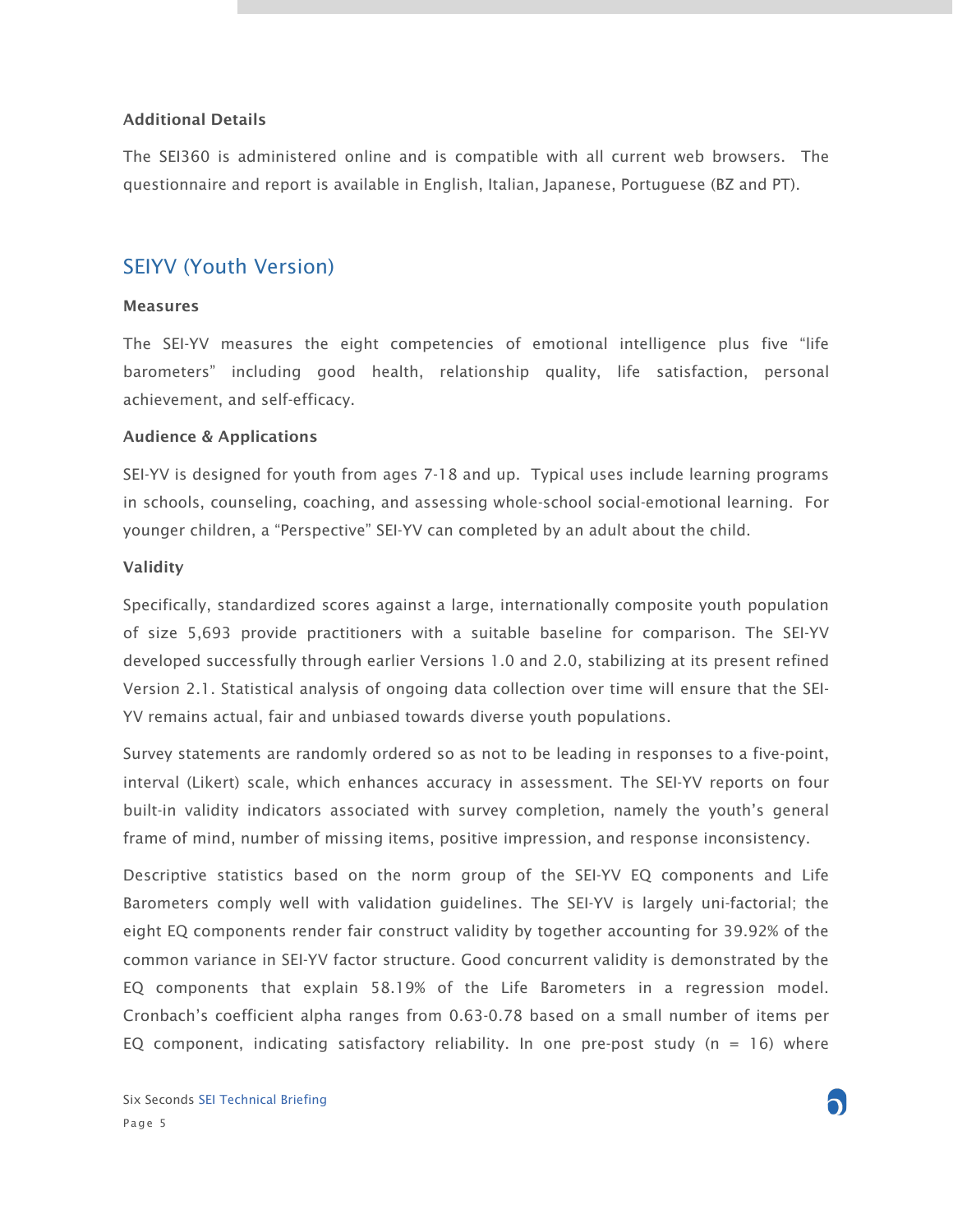**Additional Details**

The SEI360 is administered online and is compatible with all current web browsers. The questionnaire and report is available in English, Italian, Japanese, Portuguese (BZ and PT).

## SEIYV (Youth Version)

**Measures**

The SEI-YV measures the eight competencies of emotional intelligence plus five "life barometers" including good health, relationship quality, life satisfaction, personal achievement, and self-efficacy.

**Audience & Applications**

SEI-YV is designed for youth from ages 7-18 and up. Typical uses include learning programs in schools, counseling, coaching, and assessing whole-school social-emotional learning. For younger children, a "Perspective" SEI-YV can completed by an adult about the child.

**Validity**

Specifically, standardized scores against a large, internationally composite youth population of size 5,693 provide practitioners with a suitable baseline for comparison. The SEI-YV developed successfully through earlier Versions 1.0 and 2.0, stabilizing at its present refined Version 2.1. Statistical analysis of ongoing data collection over time will ensure that the SEI-YV remains actual, fair and unbiased towards diverse youth populations.

Survey statements are randomly ordered so as not to be leading in responses to a five-point, interval (Likert) scale, which enhances accuracy in assessment. The SEI-YV reports on four built-in validity indicators associated with survey completion, namely the youth's general frame of mind, number of missing items, positive impression, and response inconsistency.

Descriptive statistics based on the norm group of the SEI-YV EQ components and Life Barometers comply well with validation guidelines. The SEI-YV is largely uni-factorial; the eight EQ components render fair construct validity by together accounting for 39.92% of the common variance in SEI-YV factor structure. Good concurrent validity is demonstrated by the EQ components that explain 58.19% of the Life Barometers in a regression model. Cronbach's coefficient alpha ranges from 0.63-0.78 based on a small number of items per EQ component, indicating satisfactory reliability. In one pre-post study ($n = 16$) where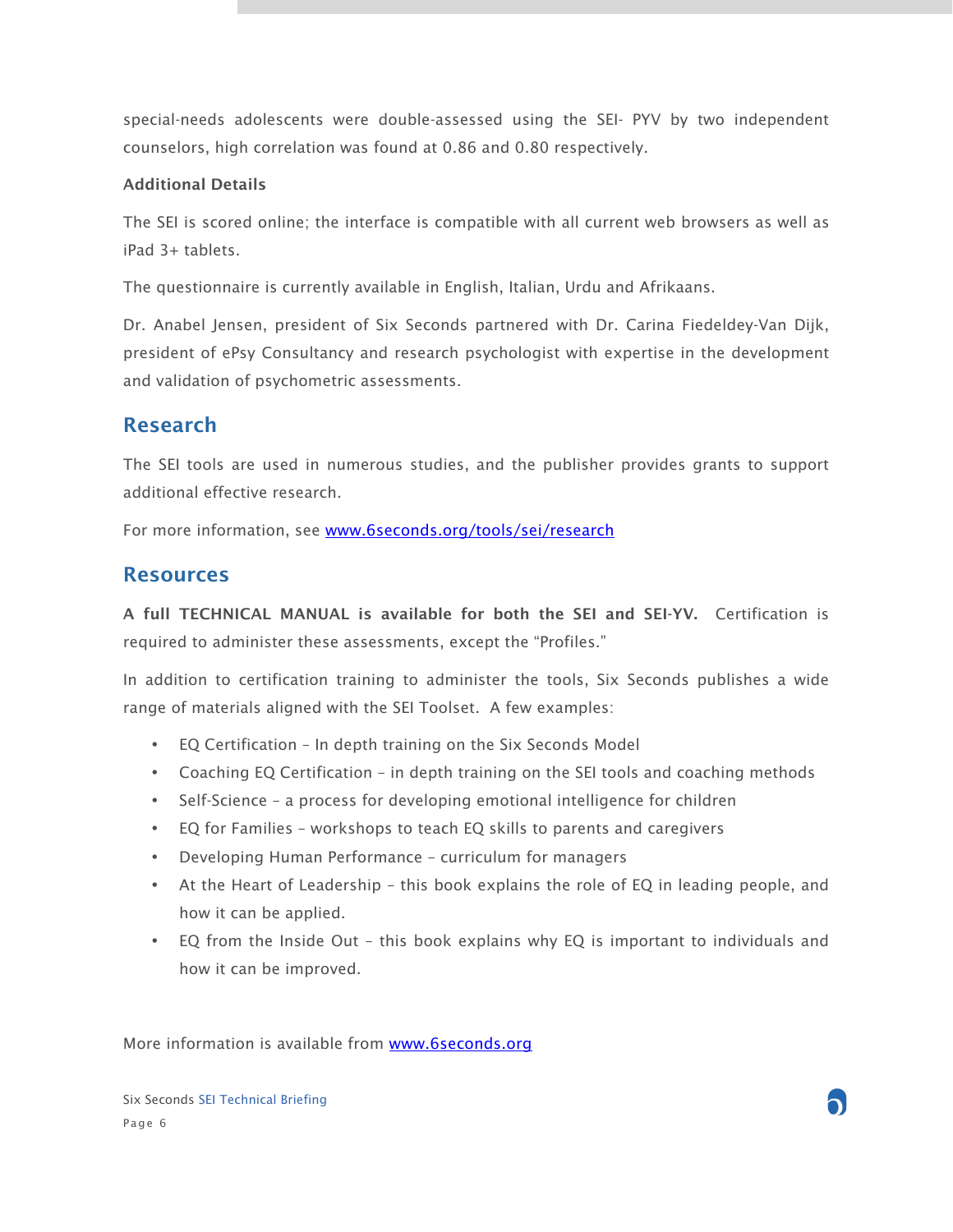special-needs adolescents were double-assessed using the SEI- PYV by two independent counselors, high correlation was found at 0.86 and 0.80 respectively.

**Additional Details**

The SEI is scored online; the interface is compatible with all current web browsers as well as iPad 3+ tablets.

The questionnaire is currently available in English, Italian, Urdu and Afrikaans.

Dr. Anabel Jensen, president of Six Seconds partnered with Dr. Carina Fiedeldey-Van Dijk, president of ePsy Consultancy and research psychologist with expertise in the development and validation of psychometric assessments.

## Research

The SEI tools are used in numerous studies, and the publisher provides grants to support additional effective research.

For more information, see [www.6seconds.org/tools/sei/research](http://www.6seconds.org/tools/sei/research)

## Resources

**A full TECHNICAL MANUAL is available for both the SEI and SEI-YV.** Certification is required to administer these assessments, except the "Profiles."

In addition to certification training to administer the tools, Six Seconds publishes a wide range of materials aligned with the SEI Toolset. A few examples:

- EQ Certification – In depth training on the Six Seconds Model
- Coaching EQ Certification – in depth training on the SEI tools and coaching methods
- Self-Science – a process for developing emotional intelligence for children
- EQ for Families – workshops to teach EQ skills to parents and caregivers
- Developing Human Performance – curriculum for managers
- At the Heart of Leadership – this book explains the role of EQ in leading people, and how it can be applied.
- EQ from the Inside Out – this book explains why EQ is important to individuals and how it can be improved.

More information is available from [www.6seconds.org](http://www.6seconds.org)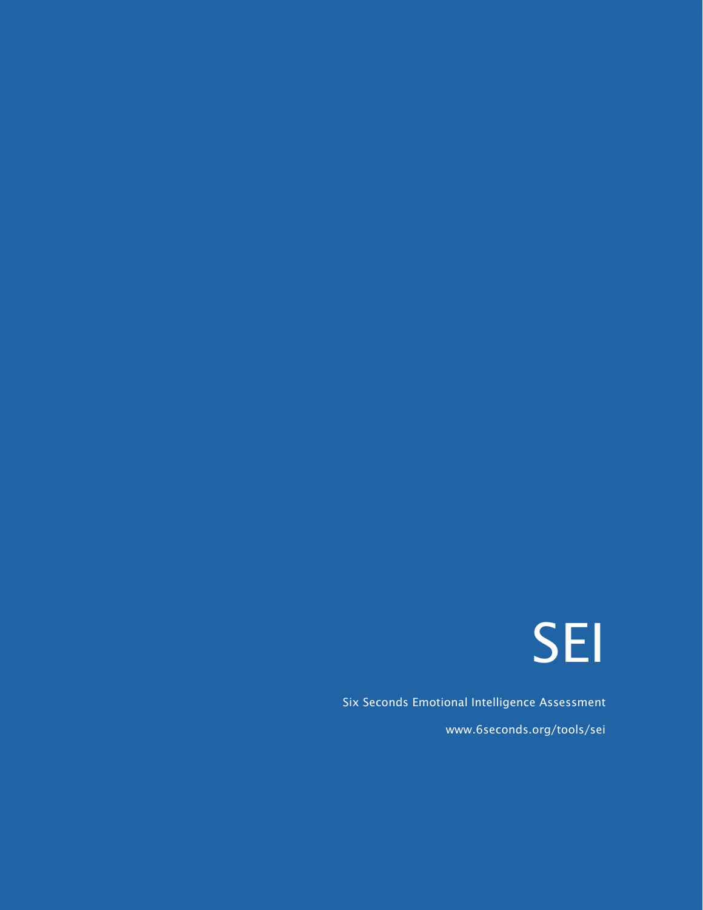# SEI

Six Seconds Emotional Intelligence Assessment

www.6seconds.org/tools/sei